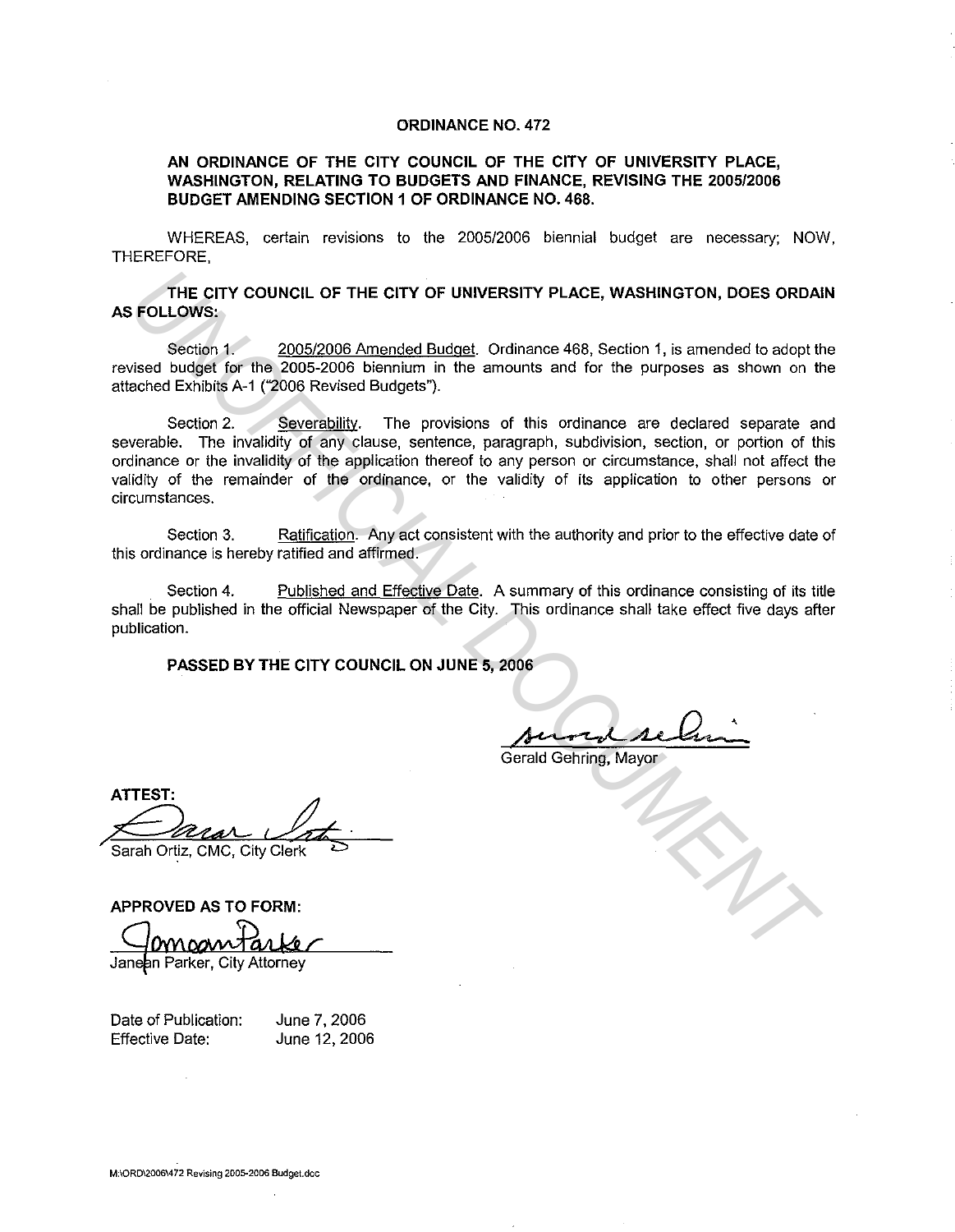# ORDINANCE NO. 472

**AN ORDINANCE OF THE CITY COUNCIL OF THE CITY OF UNIVERSITY PLACE, WASHINGTON, RELATING TO BUDGETS AND FINANCE, REVISING THE 2005/2006 BUDGET AMENDING SECTION 1 OF ORDINANCE NO. 468.**

WHEREAS, certain revisions to the 2005/2006 biennial budget are necessary; NOW, THEREFORE,

**THE CITY COUNCIL OF THE CITY OF UNIVERSITY PLACE, WASHINGTON, DOES ORDAIN AS FOLLOWS:**

Section 1. 2005/2006 Amended Budget. Ordinance 468, Section 1, is amended to adopt the revised budget for the 2005-2006 biennium in the amounts and for the purposes as shown on the attached Exhibits A-1 ("2006 Revised Budgets").

Section 2. Severability. The provisions of this ordinance are declared separate and severable. The invalidity of any clause, sentence, paragraph, subdivision, section, or portion of this ordinance or the invalidity of the application thereof to any person or circumstance, shall not affect the validity of the remainder of the ordinance, or the validity of its application to other persons or circumstances.

Section 3. Ratification. Any act consistent with the authority and prior to the effective date of this ordinance is hereby ratified and affirmed.

Section 4. Published and Effective Date. A summary of this ordinance consisting of its title shall be published in the official Newspaper of the City. This ordinance shall take effect five days after publication.

**PASSED BY THE CITY COUNCIL ON JUNE 5, 2006**

Gerald Gehring, Mayor

**ATTEST:**

Sarah Ortiz, CMC, City Clerk

**APPROVED AS TO FORM:**

Janean Parker, City Attorney

Date of Publication: June 7, 2006
Effective Date: June 12, 2006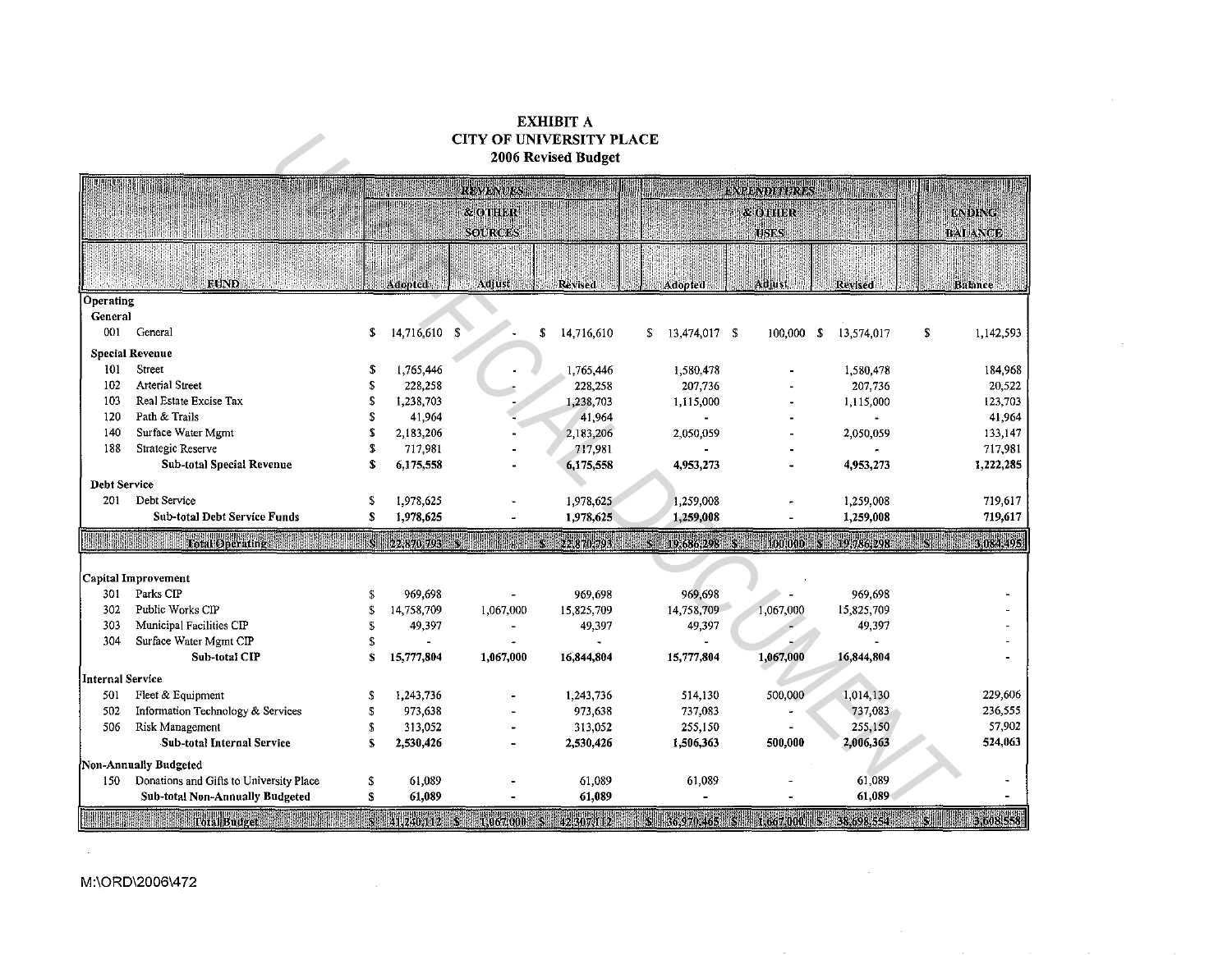# EXHIBIT A
## CITY OF UNIVERSITY PLACE
### 2006 Revised Budget

| | FUND | REVENUES & OTHER SOURCES | | | EXPENDITURES & OTHER USES | | | ENDING BALANCE |
|---|---|---|---|---|---|---|---|---|
| | | Adopted | Adjust | Revised | Adopted | Adjust | Revised | Balance |
| **Operating** | | | | | | | | |
| **General** | | | | | | | | |
| 001 | General | $ 14,716,610 | $ - | $ 14,716,610 | $ 13,474,017 | $ 100,000 | $ 13,574,017 | $ 1,142,593 |
| **Special Revenue** | | | | | | | | |
| 101 | Street | $ 1,765,446 | - | 1,765,446 | 1,580,478 | - | 1,580,478 | 184,968 |
| 102 | Arterial Street | $ 228,258 | - | 228,258 | 207,736 | - | 207,736 | 20,522 |
| 103 | Real Estate Excise Tax | $ 1,238,703 | - | 1,238,703 | 1,115,000 | - | 1,115,000 | 123,703 |
| 120 | Path & Trails | $ 41,964 | - | 41,964 | - | - | - | 41,964 |
| 140 | Surface Water Mgmt | $ 2,183,206 | - | 2,183,206 | 2,050,059 | - | 2,050,059 | 133,147 |
| 188 | Strategic Reserve | $ 717,981 | - | 717,981 | - | - | - | 717,981 |
| | **Sub-total Special Revenue** | **$ 6,175,558** | **-** | **6,175,558** | **4,953,273** | **-** | **4,953,273** | **1,222,285** |
| **Debt Service** | | | | | | | | |
| 201 | Debt Service | $ 1,978,625 | - | 1,978,625 | 1,259,008 | - | 1,259,008 | 719,617 |
| | **Sub-total Debt Service Funds** | **$ 1,978,625** | **-** | **1,978,625** | **1,259,008** | **-** | **1,259,008** | **719,617** |
| | **Total Operating** | **$ 22,870,793** | **$ -** | **$ 22,870,793** | **$ 19,686,298** | **$ 100,000** | **$ 19,786,298** | **$ 3,084,495** |
| **Capital Improvement** | | | | | | | | |
| 301 | Parks CIP | $ 969,698 | - | 969,698 | 969,698 | - | 969,698 | - |
| 302 | Public Works CIP | $ 14,758,709 | 1,067,000 | 15,825,709 | 14,758,709 | 1,067,000 | 15,825,709 | - |
| 303 | Municipal Facilities CIP | $ 49,397 | - | 49,397 | 49,397 | - | 49,397 | - |
| 304 | Surface Water Mgmt CIP | $ - | - | - | - | - | - | - |
| | **Sub-total CIP** | **$ 15,777,804** | **1,067,000** | **16,844,804** | **15,777,804** | **1,067,000** | **16,844,804** | **-** |
| **Internal Service** | | | | | | | | |
| 501 | Fleet & Equipment | $ 1,243,736 | - | 1,243,736 | 514,130 | 500,000 | 1,014,130 | 229,606 |
| 502 | Information Technology & Services | $ 973,638 | - | 973,638 | 737,083 | - | 737,083 | 236,555 |
| 506 | Risk Management | $ 313,052 | - | 313,052 | 255,150 | - | 255,150 | 57,902 |
| | **Sub-total Internal Service** | **$ 2,530,426** | **-** | **2,530,426** | **1,506,363** | **500,000** | **2,006,363** | **524,063** |
| **Non-Annually Budgeted** | | | | | | | | |
| 150 | Donations and Gifts to University Place | $ 61,089 | - | 61,089 | 61,089 | - | 61,089 | - |
| | **Sub-total Non-Annually Budgeted** | **$ 61,089** | **-** | **61,089** | **-** | **-** | **61,089** | **-** |
| | **Total Budget** | **$ 41,240,112** | **$ 1,067,000** | **$ 42,307,112** | **$ 36,970,465** | **$ 1,667,000** | **$ 38,698,554** | **$ 3,608,558** |

M:\ORD\2006\472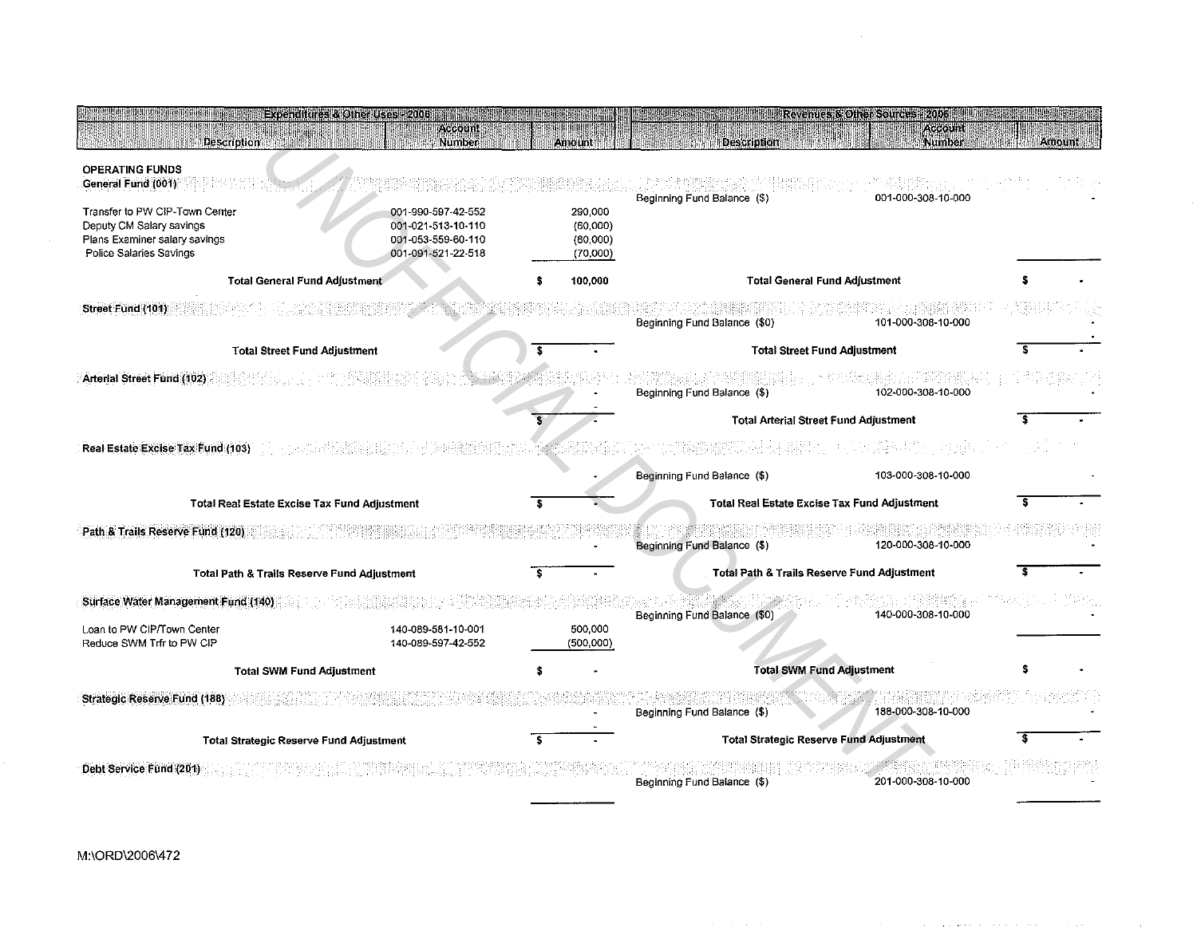| Expenditures & Other Uses - 2006 | | | Revenues & Other Sources - 2006 | | |
|---|---|---|---|---|---|
| Description | Account Number | Amount | Description | Account Number | Amount |
| **OPERATING FUNDS** | | | | | |
| **General Fund (001)** | | | | | |
| | | | Beginning Fund Balance ($) | 001-000-308-10-000 | - |
| Transfer to PW CIP-Town Center | 001-990-597-42-552 | 290,000 | | | |
| Deputy CM Salary savings | 001-021-513-10-110 | (60,000) | | | |
| Plans Examiner salary savings | 001-053-559-60-110 | (60,000) | | | |
| Police Salaries Savings | 001-091-521-22-518 | (70,000) | | | |
| **Total General Fund Adjustment** | | $ 100,000 | **Total General Fund Adjustment** | | $ - |
| **Street Fund (101)** | | | | | |
| | | | Beginning Fund Balance ($0) | 101-000-308-10-000 | - |
| **Total Street Fund Adjustment** | | $ - | **Total Street Fund Adjustment** | | $ - |
| **Arterial Street Fund (102)** | | | | | |
| | | - | Beginning Fund Balance ($) | 102-000-308-10-000 | - |
| | | $ - | **Total Arterial Street Fund Adjustment** | | $ - |
| **Real Estate Excise Tax Fund (103)** | | | | | |
| | | - | Beginning Fund Balance ($) | 103-000-308-10-000 | - |
| **Total Real Estate Excise Tax Fund Adjustment** | | $ - | **Total Real Estate Excise Tax Fund Adjustment** | | $ - |
| **Path & Trails Reserve Fund (120)** | | | | | |
| | | - | Beginning Fund Balance ($) | 120-000-308-10-000 | - |
| **Total Path & Trails Reserve Fund Adjustment** | | $ - | **Total Path & Trails Reserve Fund Adjustment** | | $ - |
| **Surface Water Management Fund (140)** | | | | | |
| | | | Beginning Fund Balance ($0) | 140-000-308-10-000 | - |
| Loan to PW CIP/Town Center | 140-089-581-10-001 | 500,000 | | | |
| Reduce SWM Trfr to PW CIP | 140-089-597-42-552 | (500,000) | | | |
| **Total SWM Fund Adjustment** | | $ - | **Total SWM Fund Adjustment** | | $ - |
| **Strategic Reserve Fund (188)** | | | | | |
| | | - | Beginning Fund Balance ($) | 188-000-308-10-000 | - |
| **Total Strategic Reserve Fund Adjustment** | | $ - | **Total Strategic Reserve Fund Adjustment** | | $ - |
| **Debt Service Fund (201)** | | | | | |
| | | | Beginning Fund Balance ($) | 201-000-308-10-000 | - |

M:\ORD\2006\472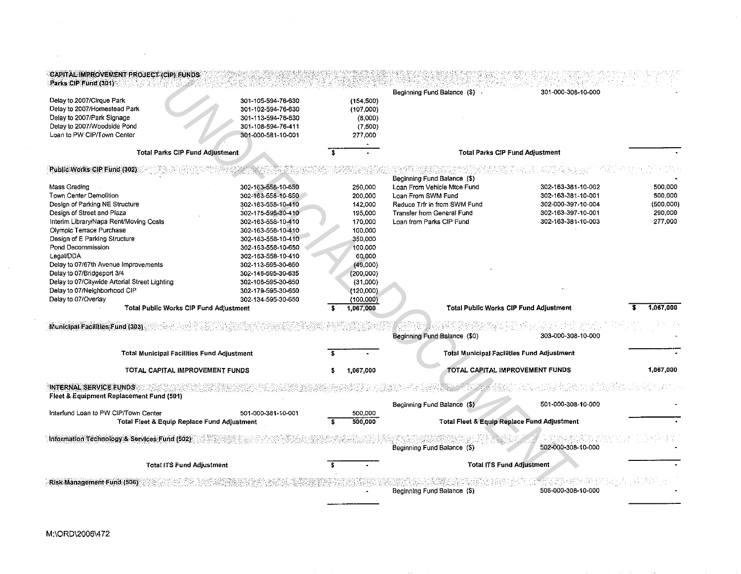## CAPITAL IMPROVEMENT PROJECT (CIP) FUNDS

### Parks CIP Fund (301)

| Expenditure | Account | Amount | Revenue | Account | Amount |
|---|---|---|---|---|---|
| | | | Beginning Fund Balance ($) | 301-000-308-10-000 | - |
| Delay to 2007/Cirque Park | 301-105-594-76-630 | (154,500) | | | |
| Delay to 2007/Homestead Park | 301-102-594-76-630 | (107,000) | | | |
| Delay to 2007/Park Signage | 301-113-594-76-630 | (8,000) | | | |
| Delay to 2007/Woodside Pond | 301-108-594-76-411 | (7,500) | | | |
| Loan to PW CIP/Town Center | 301-000-581-10-001 | 277,000 | | | |
| | | - | | | |
| **Total Parks CIP Fund Adjustment** | | $ - | **Total Parks CIP Fund Adjustment** | | - |

### Public Works CIP Fund (302)

| Expenditure | Account | Amount | Revenue | Account | Amount |
|---|---|---|---|---|---|
| | | | Beginning Fund Balance ($) | | - |
| Mass Grading | 302-163-558-10-650 | 250,000 | Loan From Vehicle Mtce Fund | 302-163-381-10-002 | 500,000 |
| Town Center Demolition | 302-163-558-10-650 | 200,000 | Loan From SWM Fund | 302-163-381-10-001 | 500,000 |
| Design of Parking NE Structure | 302-163-558-10-410 | 142,000 | Reduce Trfr in from SWM Fund | 302-000-397-10-004 | (500,000) |
| Design of Street and Plaza | 302-175-595-30-410 | 195,000 | Transfer from General Fund | 302-163-397-10-001 | 290,000 |
| Interim Library/Napa Rent/Moving Costs | 302-163-558-10-410 | 170,000 | Loan from Parks CIP Fund | 302-163-381-10-003 | 277,000 |
| Olympic Terrace Purchase | 302-163-558-10-410 | 100,000 | | | |
| Design of E Parking Structure | 302-163-558-10-410 | 350,000 | | | |
| Pond Decommission | 302-163-558-10-650 | 100,000 | | | |
| Legal/DDA | 302-163-558-10-410 | 60,000 | | | |
| Delay to 07/67th Avenue Improvements | 302-113-595-30-650 | (49,000) | | | |
| Delay to 07/Bridgeport 3/4 | 302-146-595-30-635 | (200,000) | | | |
| Delay to 07/Citywide Arterial Street Lighting | 302-106-595-30-650 | (31,000) | | | |
| Delay to 07/Neighborhood CIP | 302-179-595-30-650 | (120,000) | | | |
| Delay to 07/Overlay | 302-134-595-30-650 | (100,000) | | | |
| **Total Public Works CIP Fund Adjustment** | | $ 1,067,000 | **Total Public Works CIP Fund Adjustment** | | $ 1,067,000 |

### Municipal Facilities Fund (303)

| Expenditure | Account | Amount | Revenue | Account | Amount |
|---|---|---|---|---|---|
| | | | Beginning Fund Balance ($0) | 303-000-308-10-000 | - |
| **Total Municipal Facilities Fund Adjustment** | | $ - | **Total Municipal Facilities Fund Adjustment** | | - |
| **TOTAL CAPITAL IMPROVEMENT FUNDS** | | $ 1,067,000 | **TOTAL CAPITAL IMPROVEMENT FUNDS** | | 1,067,000 |

## INTERNAL SERVICE FUNDS

### Fleet & Equipment Replacement Fund (501)

| Expenditure | Account | Amount | Revenue | Account | Amount |
|---|---|---|---|---|---|
| | | | Beginning Fund Balance ($) | 501-000-308-10-000 | - |
| Interfund Loan to PW CIP/Town Center | 501-000-381-10-001 | 500,000 | | | |
| **Total Fleet & Equip Replace Fund Adjustment** | | $ 500,000 | **Total Fleet & Equip Replace Fund Adjustment** | | - |

### Information Technology & Services Fund (502)

| Expenditure | Account | Amount | Revenue | Account | Amount |
|---|---|---|---|---|---|
| | | | Beginning Fund Balance ($) | 502-000-308-10-000 | - |
| **Total ITS Fund Adjustment** | | $ - | **Total ITS Fund Adjustment** | | - |

### Risk Management Fund (506)

| Expenditure | Account | Amount | Revenue | Account | Amount |
|---|---|---|---|---|---|
| | | - | Beginning Fund Balance ($) | 506-000-308-10-000 | - |

M:\ORD\2006\472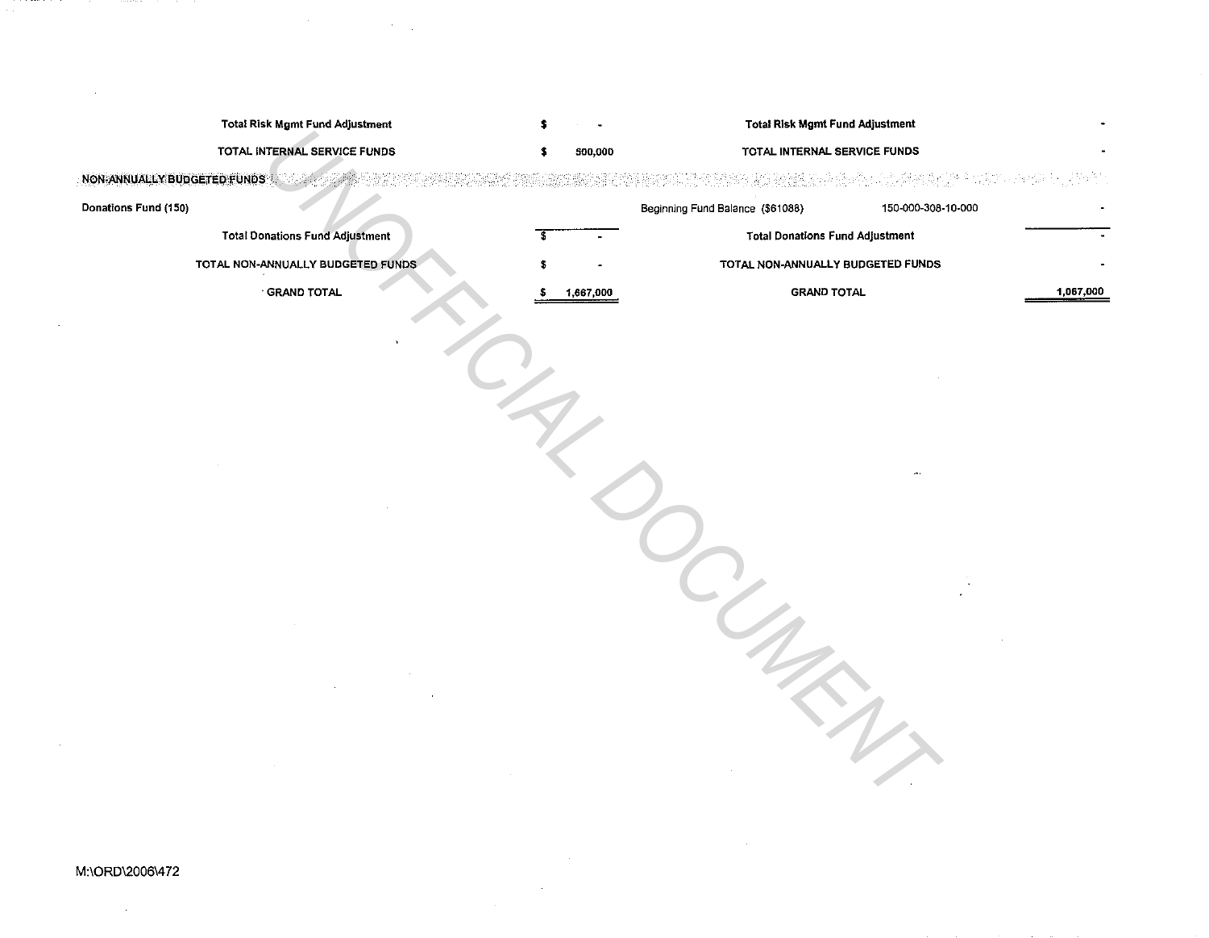| | | | | |
|---|---|---|---|---|
| Total Risk Mgmt Fund Adjustment | $ - | Total Risk Mgmt Fund Adjustment | | - |
| TOTAL INTERNAL SERVICE FUNDS | $ 500,000 | TOTAL INTERNAL SERVICE FUNDS | | - |
| NON-ANNUALLY BUDGETED FUNDS | | | | |
| Donations Fund (150) | | Beginning Fund Balance ($61088) | 150-000-308-10-000 | - |
| Total Donations Fund Adjustment | $ - | Total Donations Fund Adjustment | | - |
| TOTAL NON-ANNUALLY BUDGETED FUNDS | $ - | TOTAL NON-ANNUALLY BUDGETED FUNDS | | - |
| GRAND TOTAL | $ 1,667,000 | GRAND TOTAL | | 1,067,000 |

UNOFFICIAL DOCUMENT

M:\ORD\2006\472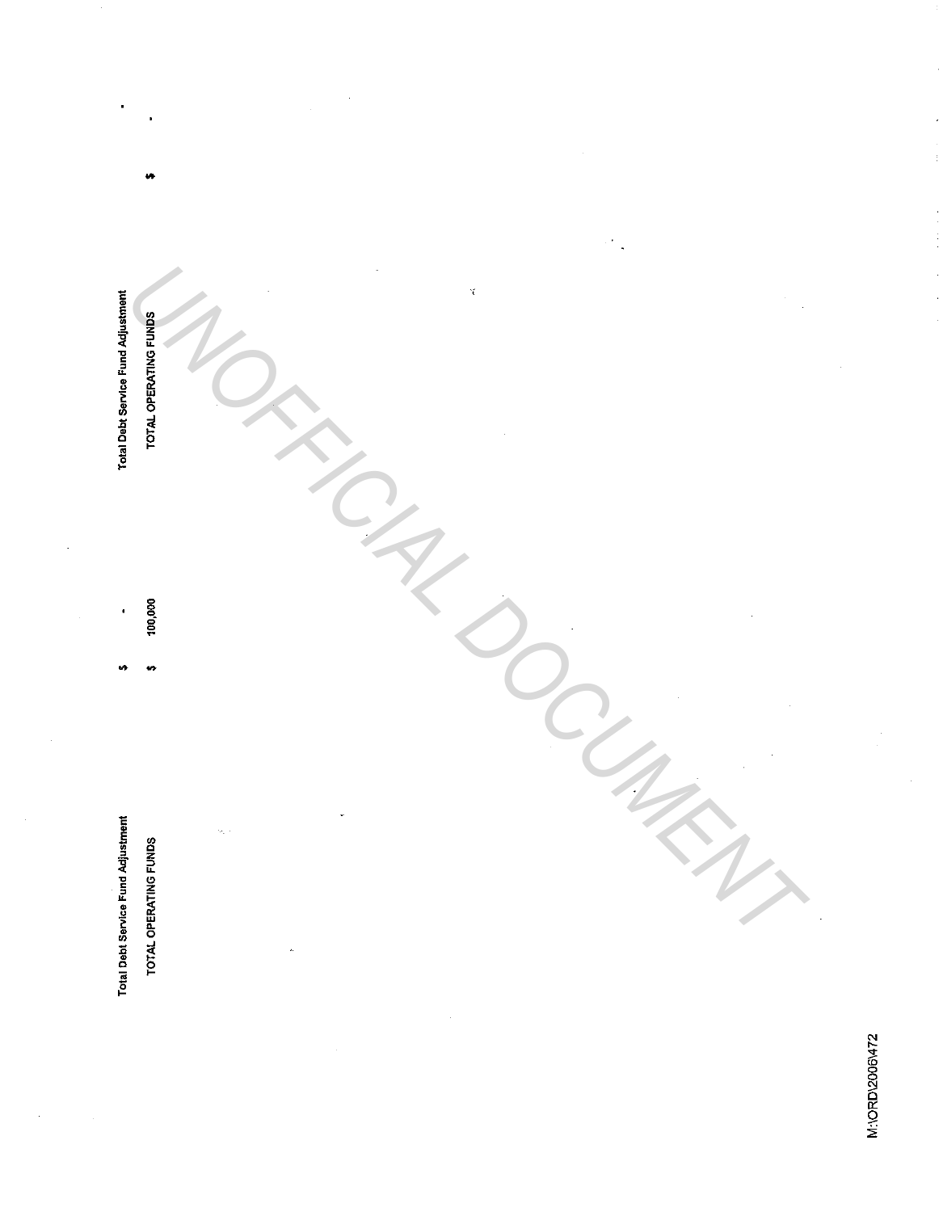| | | | |
|---|---|---|---|
| Total Debt Service Fund Adjustment | $ - | Total Debt Service Fund Adjustment | - |
| TOTAL OPERATING FUNDS | $ 100,000 | TOTAL OPERATING FUNDS | $ - |

M:\ORD\2006\472